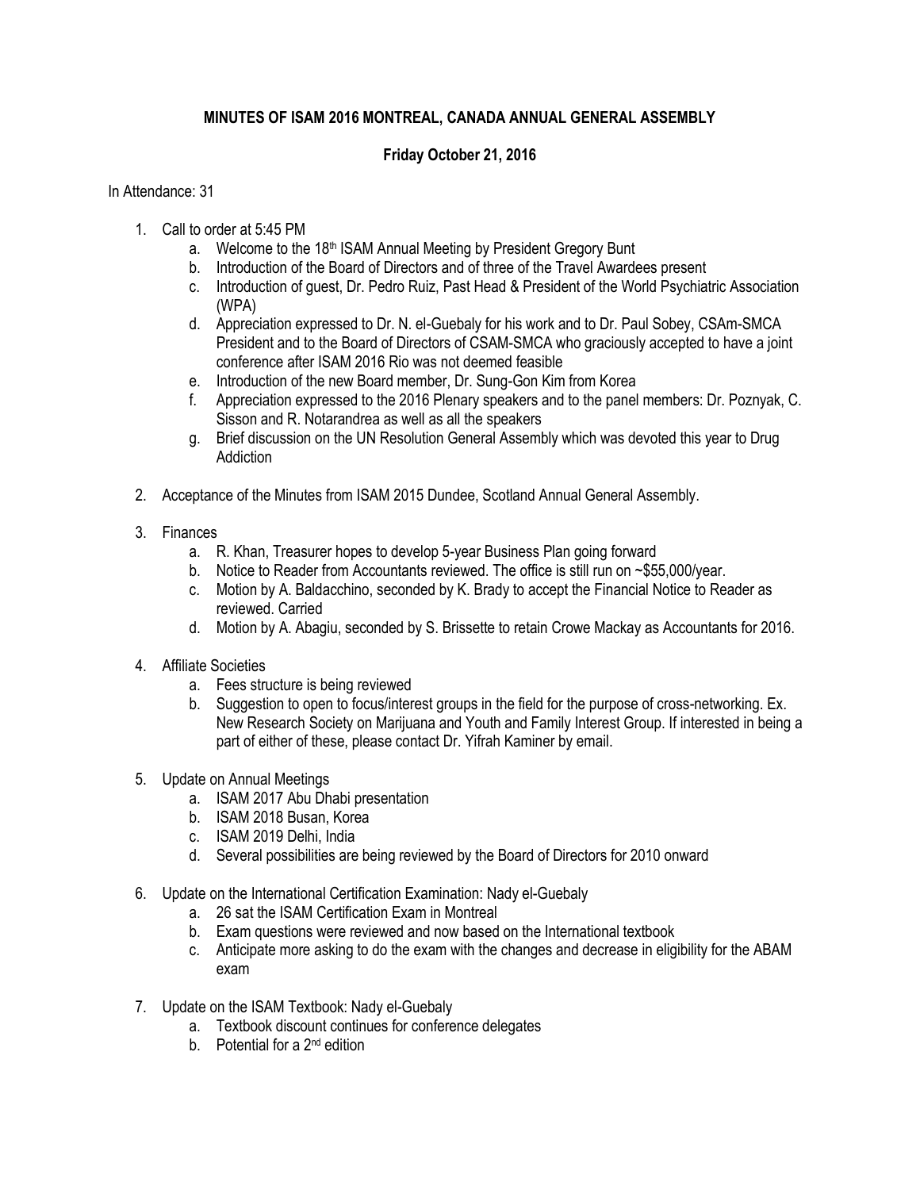# MINUTES OF ISAM 2016 MONTREAL, CANADA ANNUAL GENERAL ASSEMBLY

## Friday October 21, 2016

In Attendance: 31

1. Call to order at 5:45 PM
   a. Welcome to the 18th ISAM Annual Meeting by President Gregory Bunt
   b. Introduction of the Board of Directors and of three of the Travel Awardees present
   c. Introduction of guest, Dr. Pedro Ruiz, Past Head & President of the World Psychiatric Association (WPA)
   d. Appreciation expressed to Dr. N. el-Guebaly for his work and to Dr. Paul Sobey, CSAm-SMCA President and to the Board of Directors of CSAM-SMCA who graciously accepted to have a joint conference after ISAM 2016 Rio was not deemed feasible
   e. Introduction of the new Board member, Dr. Sung-Gon Kim from Korea
   f. Appreciation expressed to the 2016 Plenary speakers and to the panel members: Dr. Poznyak, C. Sisson and R. Notarandrea as well as all the speakers
   g. Brief discussion on the UN Resolution General Assembly which was devoted this year to Drug Addiction

2. Acceptance of the Minutes from ISAM 2015 Dundee, Scotland Annual General Assembly.

3. Finances
   a. R. Khan, Treasurer hopes to develop 5-year Business Plan going forward
   b. Notice to Reader from Accountants reviewed. The office is still run on ~$55,000/year.
   c. Motion by A. Baldacchino, seconded by K. Brady to accept the Financial Notice to Reader as reviewed. Carried
   d. Motion by A. Abagiu, seconded by S. Brissette to retain Crowe Mackay as Accountants for 2016.

4. Affiliate Societies
   a. Fees structure is being reviewed
   b. Suggestion to open to focus/interest groups in the field for the purpose of cross-networking. Ex. New Research Society on Marijuana and Youth and Family Interest Group. If interested in being a part of either of these, please contact Dr. Yifrah Kaminer by email.

5. Update on Annual Meetings
   a. ISAM 2017 Abu Dhabi presentation
   b. ISAM 2018 Busan, Korea
   c. ISAM 2019 Delhi, India
   d. Several possibilities are being reviewed by the Board of Directors for 2010 onward

6. Update on the International Certification Examination: Nady el-Guebaly
   a. 26 sat the ISAM Certification Exam in Montreal
   b. Exam questions were reviewed and now based on the International textbook
   c. Anticipate more asking to do the exam with the changes and decrease in eligibility for the ABAM exam

7. Update on the ISAM Textbook: Nady el-Guebaly
   a. Textbook discount continues for conference delegates
   b. Potential for a 2nd edition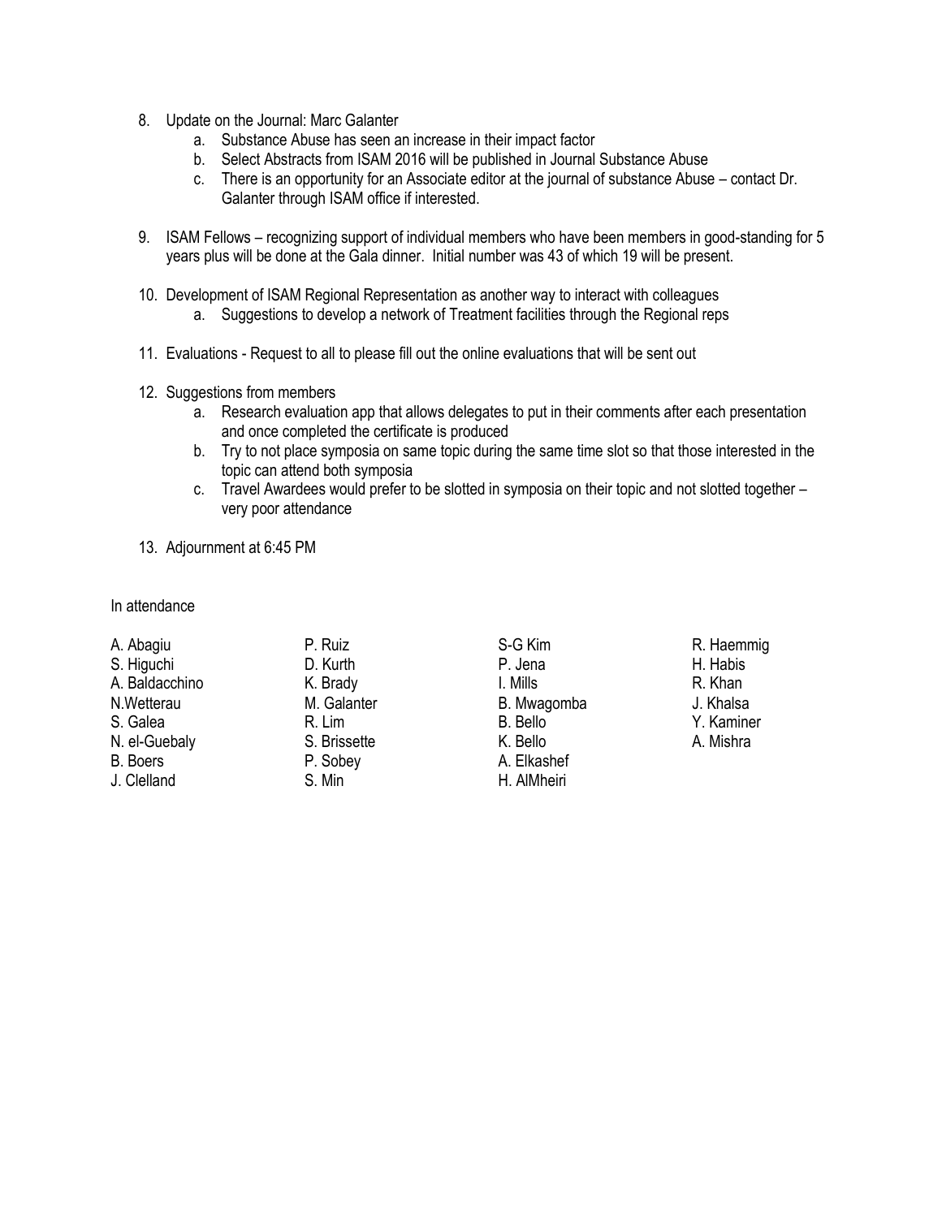8. Update on the Journal: Marc Galanter
   a. Substance Abuse has seen an increase in their impact factor
   b. Select Abstracts from ISAM 2016 will be published in Journal Substance Abuse
   c. There is an opportunity for an Associate editor at the journal of substance Abuse – contact Dr. Galanter through ISAM office if interested.

9. ISAM Fellows – recognizing support of individual members who have been members in good-standing for 5 years plus will be done at the Gala dinner. Initial number was 43 of which 19 will be present.

10. Development of ISAM Regional Representation as another way to interact with colleagues
    a. Suggestions to develop a network of Treatment facilities through the Regional reps

11. Evaluations - Request to all to please fill out the online evaluations that will be sent out

12. Suggestions from members
    a. Research evaluation app that allows delegates to put in their comments after each presentation and once completed the certificate is produced
    b. Try to not place symposia on same topic during the same time slot so that those interested in the topic can attend both symposia
    c. Travel Awardees would prefer to be slotted in symposia on their topic and not slotted together – very poor attendance

13. Adjournment at 6:45 PM

In attendance

| | | | |
|---|---|---|---|
| A. Abagiu | P. Ruiz | S-G Kim | R. Haemmig |
| S. Higuchi | D. Kurth | P. Jena | H. Habis |
| A. Baldacchino | K. Brady | I. Mills | R. Khan |
| N.Wetterau | M. Galanter | B. Mwagomba | J. Khalsa |
| S. Galea | R. Lim | B. Bello | Y. Kaminer |
| N. el-Guebaly | S. Brissette | K. Bello | A. Mishra |
| B. Boers | P. Sobey | A. Elkashef | |
| J. Clelland | S. Min | H. AlMheiri | |